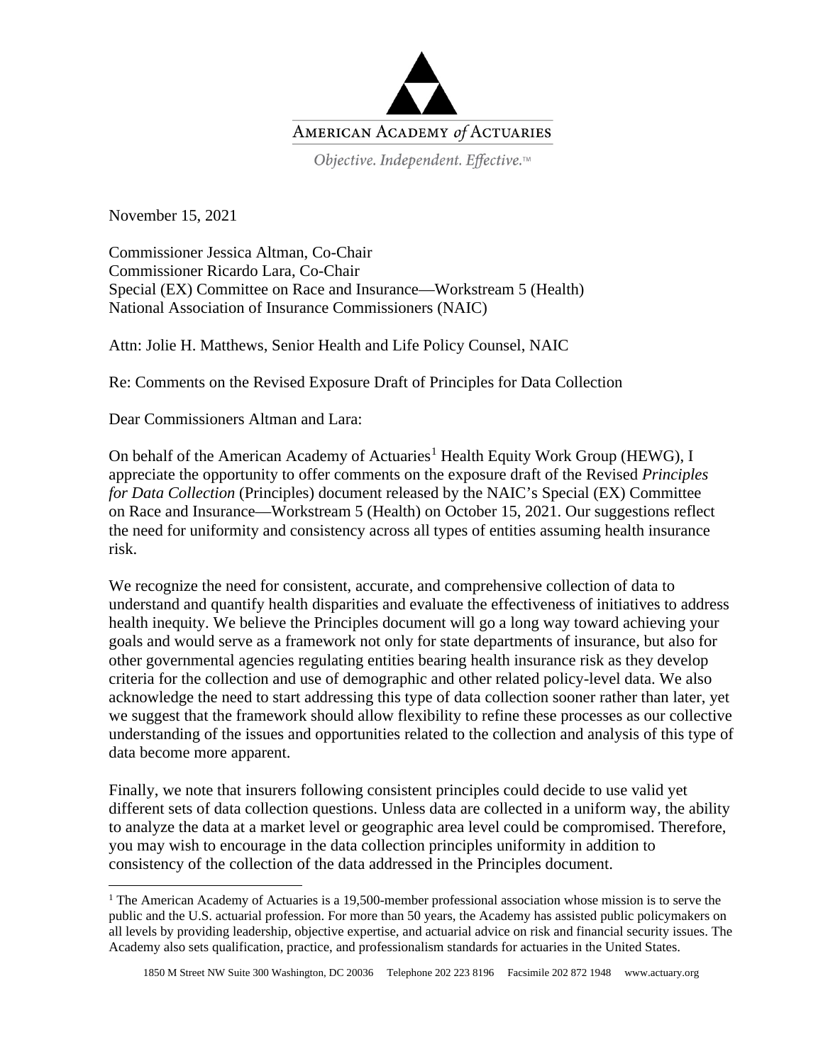AMERICAN ACADEMY *of* ACTUARIES

*Objective. Independent. Effective.*™

November 15, 2021

Commissioner Jessica Altman, Co-Chair
Commissioner Ricardo Lara, Co-Chair
Special (EX) Committee on Race and Insurance—Workstream 5 (Health)
National Association of Insurance Commissioners (NAIC)

Attn: Jolie H. Matthews, Senior Health and Life Policy Counsel, NAIC

Re: Comments on the Revised Exposure Draft of Principles for Data Collection

Dear Commissioners Altman and Lara:

On behalf of the American Academy of Actuaries[1] Health Equity Work Group (HEWG), I appreciate the opportunity to offer comments on the exposure draft of the Revised *Principles for Data Collection* (Principles) document released by the NAIC's Special (EX) Committee on Race and Insurance—Workstream 5 (Health) on October 15, 2021. Our suggestions reflect the need for uniformity and consistency across all types of entities assuming health insurance risk.

We recognize the need for consistent, accurate, and comprehensive collection of data to understand and quantify health disparities and evaluate the effectiveness of initiatives to address health inequity. We believe the Principles document will go a long way toward achieving your goals and would serve as a framework not only for state departments of insurance, but also for other governmental agencies regulating entities bearing health insurance risk as they develop criteria for the collection and use of demographic and other related policy-level data. We also acknowledge the need to start addressing this type of data collection sooner rather than later, yet we suggest that the framework should allow flexibility to refine these processes as our collective understanding of the issues and opportunities related to the collection and analysis of this type of data become more apparent.

Finally, we note that insurers following consistent principles could decide to use valid yet different sets of data collection questions. Unless data are collected in a uniform way, the ability to analyze the data at a market level or geographic area level could be compromised. Therefore, you may wish to encourage in the data collection principles uniformity in addition to consistency of the collection of the data addressed in the Principles document.

[1] The American Academy of Actuaries is a 19,500-member professional association whose mission is to serve the public and the U.S. actuarial profession. For more than 50 years, the Academy has assisted public policymakers on all levels by providing leadership, objective expertise, and actuarial advice on risk and financial security issues. The Academy also sets qualification, practice, and professionalism standards for actuaries in the United States.

1850 M Street NW Suite 300 Washington, DC 20036 Telephone 202 223 8196 Facsimile 202 872 1948 www.actuary.org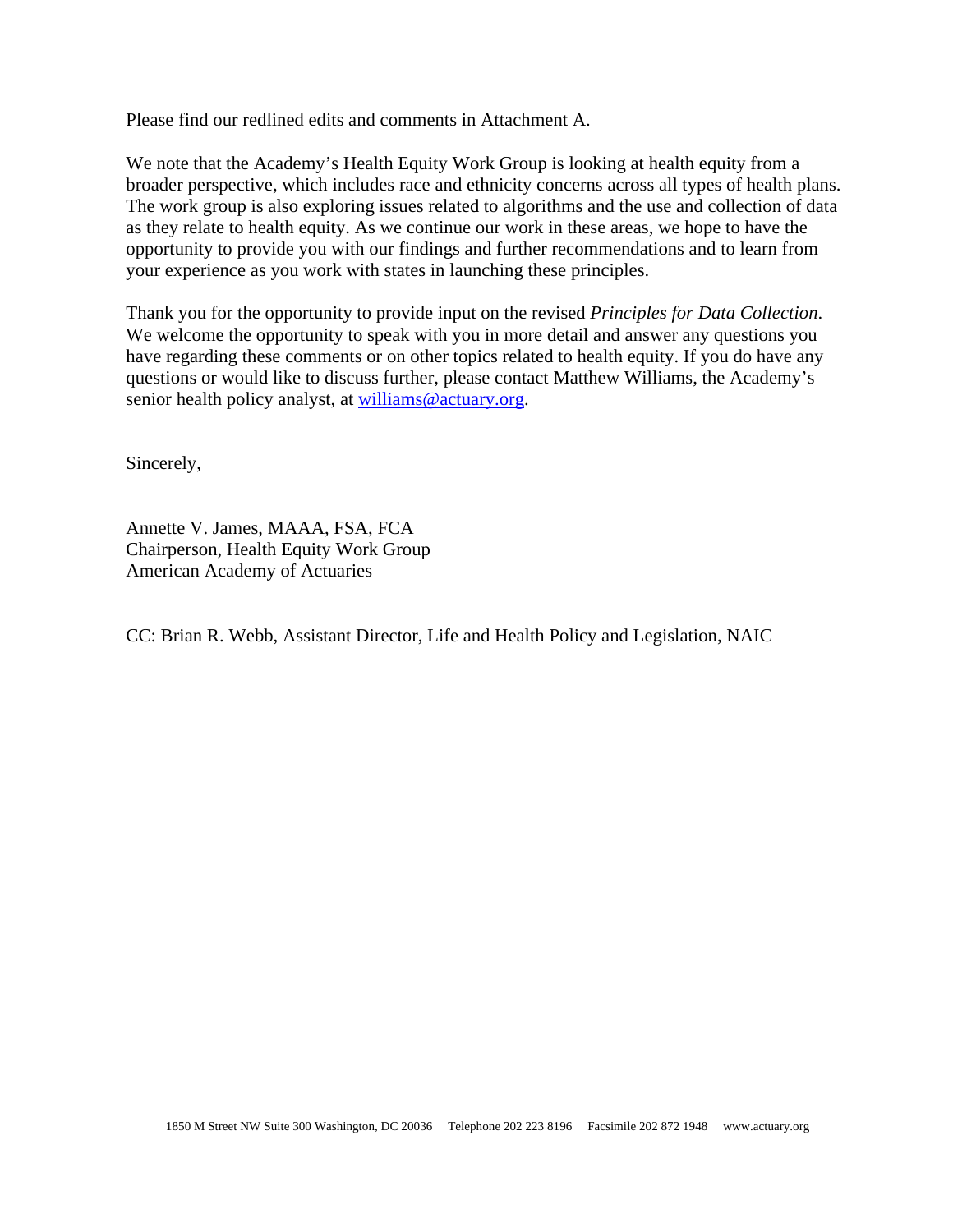Please find our redlined edits and comments in Attachment A.

We note that the Academy's Health Equity Work Group is looking at health equity from a broader perspective, which includes race and ethnicity concerns across all types of health plans. The work group is also exploring issues related to algorithms and the use and collection of data as they relate to health equity. As we continue our work in these areas, we hope to have the opportunity to provide you with our findings and further recommendations and to learn from your experience as you work with states in launching these principles.

Thank you for the opportunity to provide input on the revised *Principles for Data Collection*. We welcome the opportunity to speak with you in more detail and answer any questions you have regarding these comments or on other topics related to health equity. If you do have any questions or would like to discuss further, please contact Matthew Williams, the Academy's senior health policy analyst, at williams@actuary.org.

Sincerely,

Annette V. James, MAAA, FSA, FCA
Chairperson, Health Equity Work Group
American Academy of Actuaries

CC: Brian R. Webb, Assistant Director, Life and Health Policy and Legislation, NAIC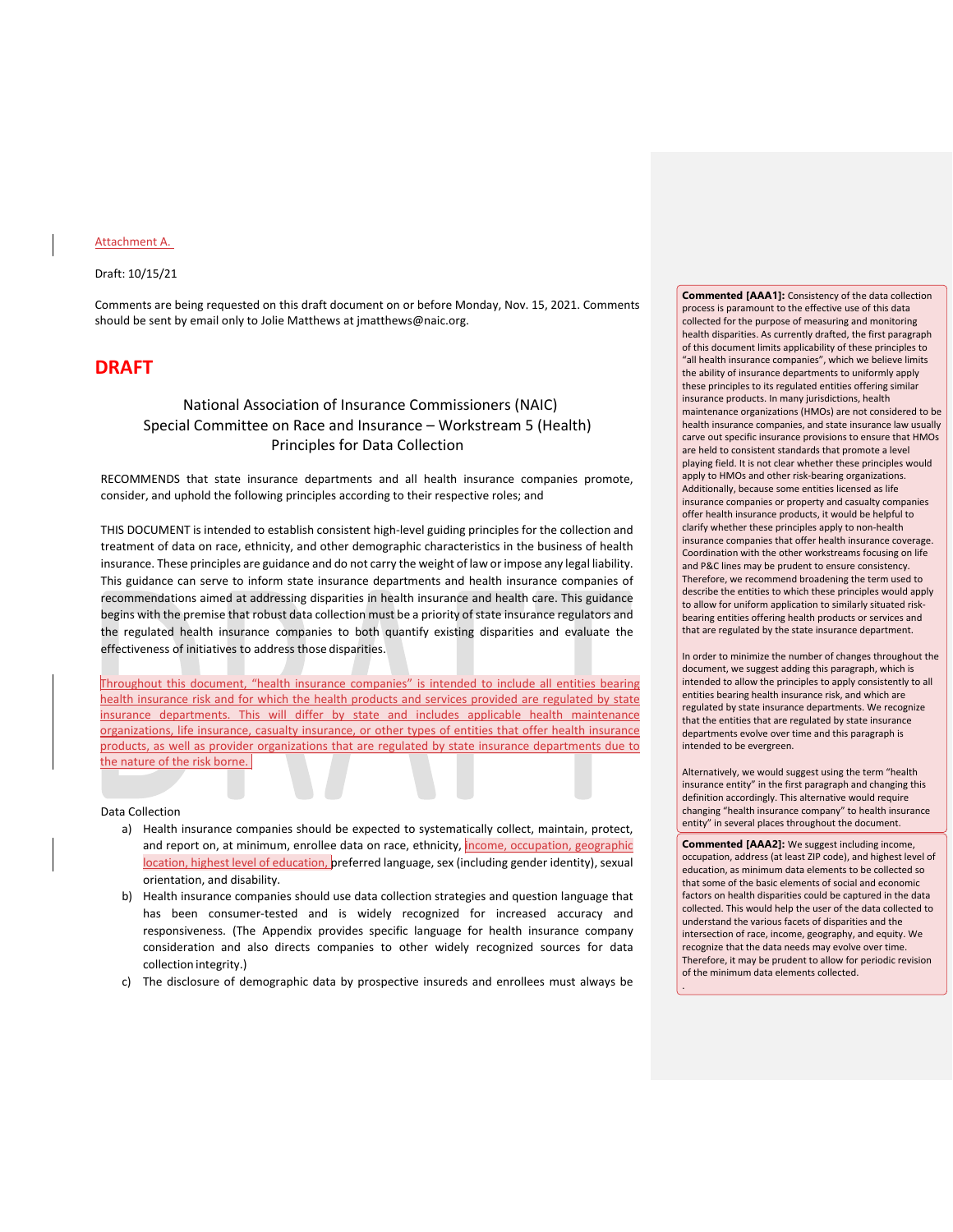Attachment A.

Draft: 10/15/21

Comments are being requested on this draft document on or before Monday, Nov. 15, 2021. Comments should be sent by email only to Jolie Matthews at jmatthews@naic.org.

# DRAFT

## National Association of Insurance Commissioners (NAIC)
## Special Committee on Race and Insurance – Workstream 5 (Health)
## Principles for Data Collection

RECOMMENDS that state insurance departments and all health insurance companies promote, consider, and uphold the following principles according to their respective roles; and

THIS DOCUMENT is intended to establish consistent high-level guiding principles for the collection and treatment of data on race, ethnicity, and other demographic characteristics in the business of health insurance. These principles are guidance and do not carry the weight of law or impose any legal liability. This guidance can serve to inform state insurance departments and health insurance companies of recommendations aimed at addressing disparities in health insurance and health care. This guidance begins with the premise that robust data collection must be a priority of state insurance regulators and the regulated health insurance companies to both quantify existing disparities and evaluate the effectiveness of initiatives to address those disparities.

Throughout this document, "health insurance companies" is intended to include all entities bearing health insurance risk and for which the health products and services provided are regulated by state insurance departments. This will differ by state and includes applicable health maintenance organizations, life insurance, casualty insurance, or other types of entities that offer health insurance products, as well as provider organizations that are regulated by state insurance departments due to the nature of the risk borne.

Data Collection

a) Health insurance companies should be expected to systematically collect, maintain, protect, and report on, at minimum, enrollee data on race, ethnicity, income, occupation, geographic location, highest level of education, preferred language, sex (including gender identity), sexual orientation, and disability.
b) Health insurance companies should use data collection strategies and question language that has been consumer-tested and is widely recognized for increased accuracy and responsiveness. (The Appendix provides specific language for health insurance company consideration and also directs companies to other widely recognized sources for data collection integrity.)
c) The disclosure of demographic data by prospective insureds and enrollees must always be

**Commented [AAA1]:** Consistency of the data collection process is paramount to the effective use of this data collected for the purpose of measuring and monitoring health disparities. As currently drafted, the first paragraph of this document limits applicability of these principles to "all health insurance companies", which we believe limits the ability of insurance departments to uniformly apply these principles to its regulated entities offering similar insurance products. In many jurisdictions, health maintenance organizations (HMOs) are not considered to be health insurance companies, and state insurance law usually carve out specific insurance provisions to ensure that HMOs are held to consistent standards that promote a level playing field. It is not clear whether these principles would apply to HMOs and other risk-bearing organizations. Additionally, because some entities licensed as life insurance companies or property and casualty companies offer health insurance products, it would be helpful to clarify whether these principles apply to non-health insurance companies that offer health insurance coverage. Coordination with the other workstreams focusing on life and P&C lines may be prudent to ensure consistency. Therefore, we recommend broadening the term used to describe the entities to which these principles would apply to allow for uniform application to similarly situated risk-bearing entities offering health products or services and that are regulated by the state insurance department.

In order to minimize the number of changes throughout the document, we suggest adding this paragraph, which is intended to allow the principles to apply consistently to all entities bearing health insurance risk, and which are regulated by state insurance departments. We recognize that the entities that are regulated by state insurance departments evolve over time and this paragraph is intended to be evergreen.

Alternatively, we would suggest using the term "health insurance entity" in the first paragraph and changing this definition accordingly. This alternative would require changing "health insurance company" to health insurance entity" in several places throughout the document.

**Commented [AAA2]:** We suggest including income, occupation, address (at least ZIP code), and highest level of education, as minimum data elements to be collected so that some of the basic elements of social and economic factors on health disparities could be captured in the data collected. This would help the user of the data collected to understand the various facets of disparities and the intersection of race, income, geography, and equity. We recognize that the data needs may evolve over time. Therefore, it may be prudent to allow for periodic revision of the minimum data elements collected.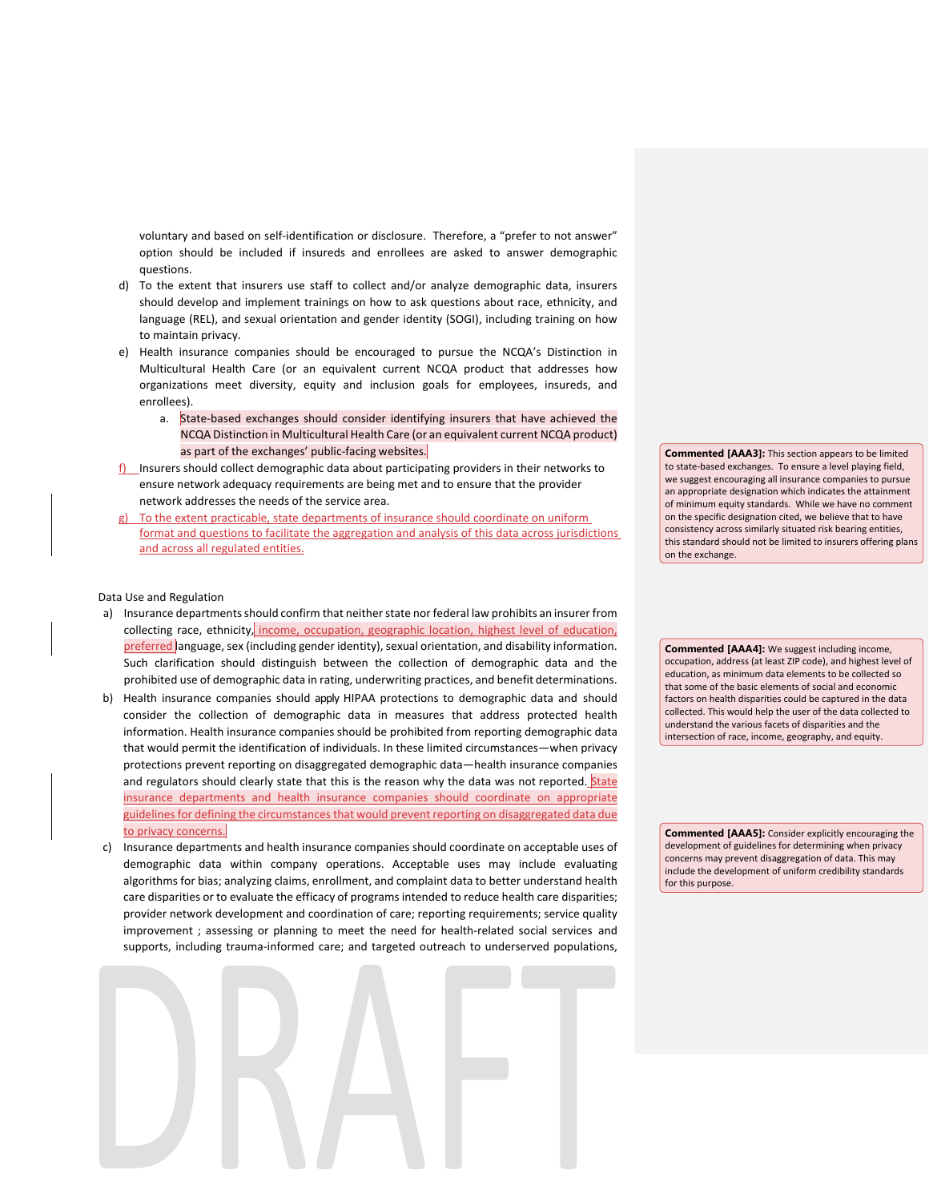voluntary and based on self-identification or disclosure. Therefore, a "prefer to not answer" option should be included if insureds and enrollees are asked to answer demographic questions.

d) To the extent that insurers use staff to collect and/or analyze demographic data, insurers should develop and implement trainings on how to ask questions about race, ethnicity, and language (REL), and sexual orientation and gender identity (SOGI), including training on how to maintain privacy.

e) Health insurance companies should be encouraged to pursue the NCQA's Distinction in Multicultural Health Care (or an equivalent current NCQA product that addresses how organizations meet diversity, equity and inclusion goals for employees, insureds, and enrollees).

   a. State-based exchanges should consider identifying insurers that have achieved the NCQA Distinction in Multicultural Health Care (or an equivalent current NCQA product) as part of the exchanges' public-facing websites.

f) Insurers should collect demographic data about participating providers in their networks to ensure network adequacy requirements are being met and to ensure that the provider network addresses the needs of the service area.

g) To the extent practicable, state departments of insurance should coordinate on uniform format and questions to facilitate the aggregation and analysis of this data across jurisdictions and across all regulated entities.

> **Commented [AAA3]:** This section appears to be limited to state-based exchanges. To ensure a level playing field, we suggest encouraging all insurance companies to pursue an appropriate designation which indicates the attainment of minimum equity standards. While we have no comment on the specific designation cited, we believe that to have consistency across similarly situated risk bearing entities, this standard should not be limited to insurers offering plans on the exchange.

Data Use and Regulation

a) Insurance departments should confirm that neither state nor federal law prohibits an insurer from collecting race, ethnicity, income, occupation, geographic location, highest level of education, preferred language, sex (including gender identity), sexual orientation, and disability information. Such clarification should distinguish between the collection of demographic data and the prohibited use of demographic data in rating, underwriting practices, and benefit determinations.

> **Commented [AAA4]:** We suggest including income, occupation, address (at least ZIP code), and highest level of education, as minimum data elements to be collected so that some of the basic elements of social and economic factors on health disparities could be captured in the data collected. This would help the user of the data collected to understand the various facets of disparities and the intersection of race, income, geography, and equity.

b) Health insurance companies should apply HIPAA protections to demographic data and should consider the collection of demographic data in measures that address protected health information. Health insurance companies should be prohibited from reporting demographic data that would permit the identification of individuals. In these limited circumstances—when privacy protections prevent reporting on disaggregated demographic data—health insurance companies and regulators should clearly state that this is the reason why the data was not reported. State insurance departments and health insurance companies should coordinate on appropriate guidelines for defining the circumstances that would prevent reporting on disaggregated data due to privacy concerns.

> **Commented [AAA5]:** Consider explicitly encouraging the development of guidelines for determining when privacy concerns may prevent disaggregation of data. This may include the development of uniform credibility standards for this purpose.

c) Insurance departments and health insurance companies should coordinate on acceptable uses of demographic data within company operations. Acceptable uses may include evaluating algorithms for bias; analyzing claims, enrollment, and complaint data to better understand health care disparities or to evaluate the efficacy of programs intended to reduce health care disparities; provider network development and coordination of care; reporting requirements; service quality improvement ; assessing or planning to meet the need for health-related social services and supports, including trauma-informed care; and targeted outreach to underserved populations,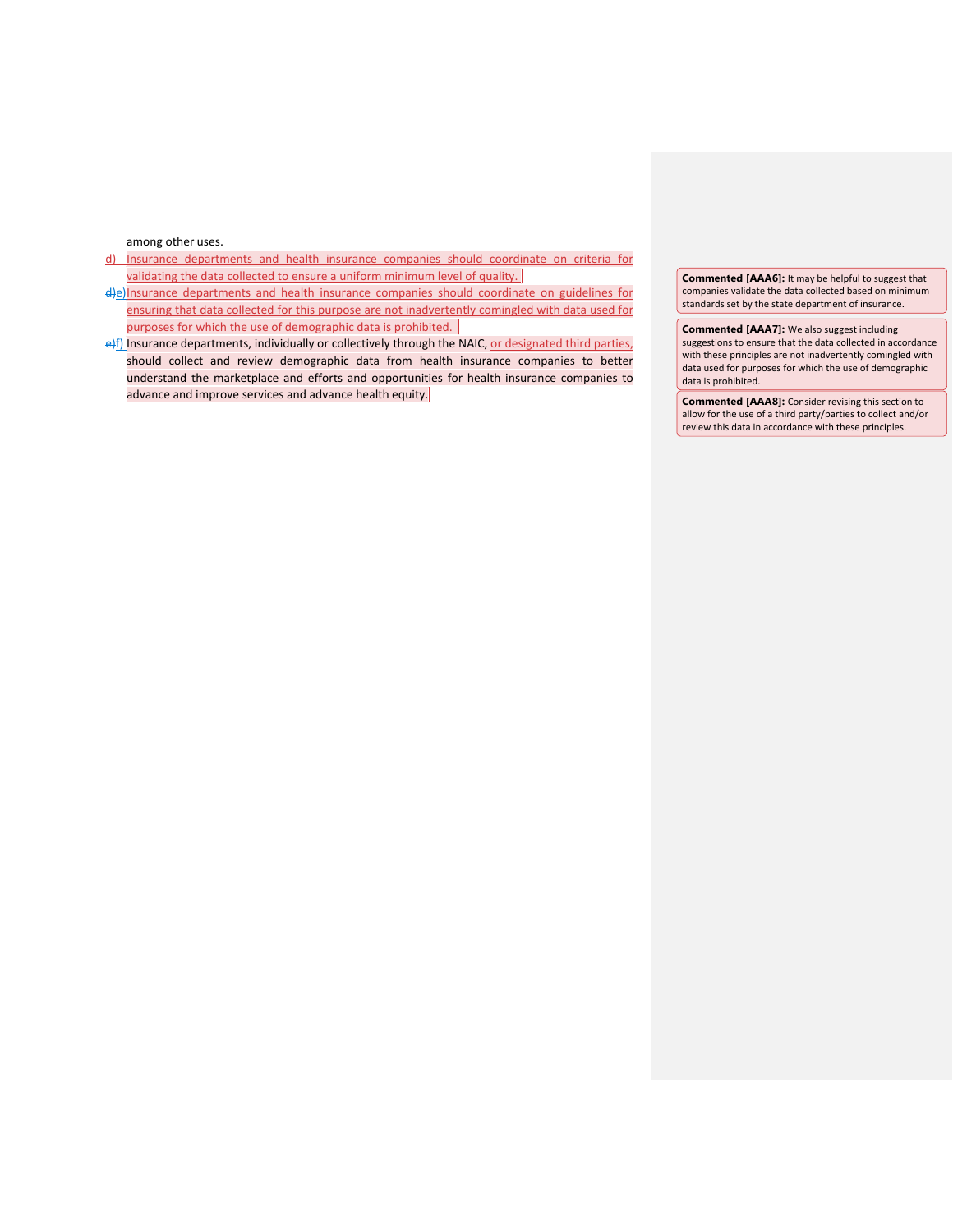among other uses.

d) Insurance departments and health insurance companies should coordinate on criteria for validating the data collected to ensure a uniform minimum level of quality.

e) Insurance departments and health insurance companies should coordinate on guidelines for ensuring that data collected for this purpose are not inadvertently comingled with data used for purposes for which the use of demographic data is prohibited.

f) Insurance departments, individually or collectively through the NAIC, or designated third parties, should collect and review demographic data from health insurance companies to better understand the marketplace and efforts and opportunities for health insurance companies to advance and improve services and advance health equity.

**Commented [AAA6]:** It may be helpful to suggest that companies validate the data collected based on minimum standards set by the state department of insurance.

**Commented [AAA7]:** We also suggest including suggestions to ensure that the data collected in accordance with these principles are not inadvertently comingled with data used for purposes for which the use of demographic data is prohibited.

**Commented [AAA8]:** Consider revising this section to allow for the use of a third party/parties to collect and/or review this data in accordance with these principles.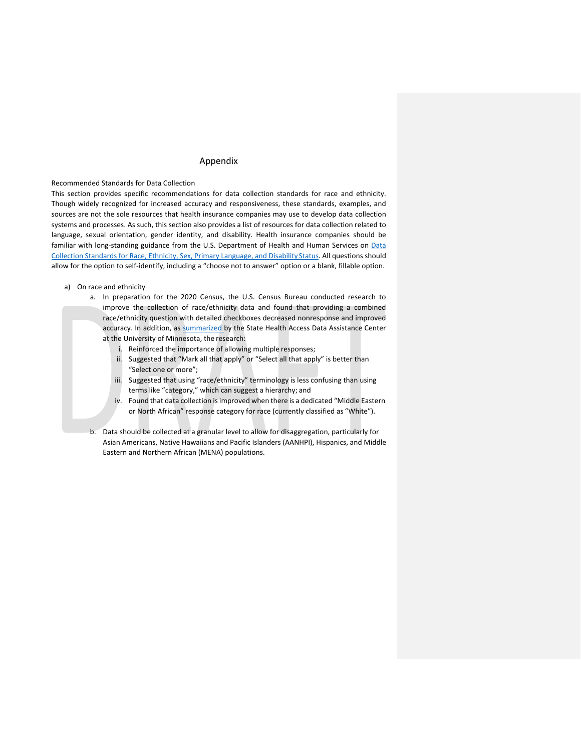# Appendix

Recommended Standards for Data Collection

This section provides specific recommendations for data collection standards for race and ethnicity. Though widely recognized for increased accuracy and responsiveness, these standards, examples, and sources are not the sole resources that health insurance companies may use to develop data collection systems and processes. As such, this section also provides a list of resources for data collection related to language, sexual orientation, gender identity, and disability. Health insurance companies should be familiar with long-standing guidance from the U.S. Department of Health and Human Services on [Data Collection Standards for Race, Ethnicity, Sex, Primary Language, and Disability Status](). All questions should allow for the option to self-identify, including a "choose not to answer" option or a blank, fillable option.

a) On race and ethnicity

   a. In preparation for the 2020 Census, the U.S. Census Bureau conducted research to improve the collection of race/ethnicity data and found that providing a combined race/ethnicity question with detailed checkboxes decreased nonresponse and improved accuracy. In addition, as [summarized]() by the State Health Access Data Assistance Center at the University of Minnesota, the research:

      i. Reinforced the importance of allowing multiple responses;

      ii. Suggested that "Mark all that apply" or "Select all that apply" is better than "Select one or more";

      iii. Suggested that using "race/ethnicity" terminology is less confusing than using terms like "category," which can suggest a hierarchy; and

      iv. Found that data collection is improved when there is a dedicated "Middle Eastern or North African" response category for race (currently classified as "White").

   b. Data should be collected at a granular level to allow for disaggregation, particularly for Asian Americans, Native Hawaiians and Pacific Islanders (AANHPI), Hispanics, and Middle Eastern and Northern African (MENA) populations.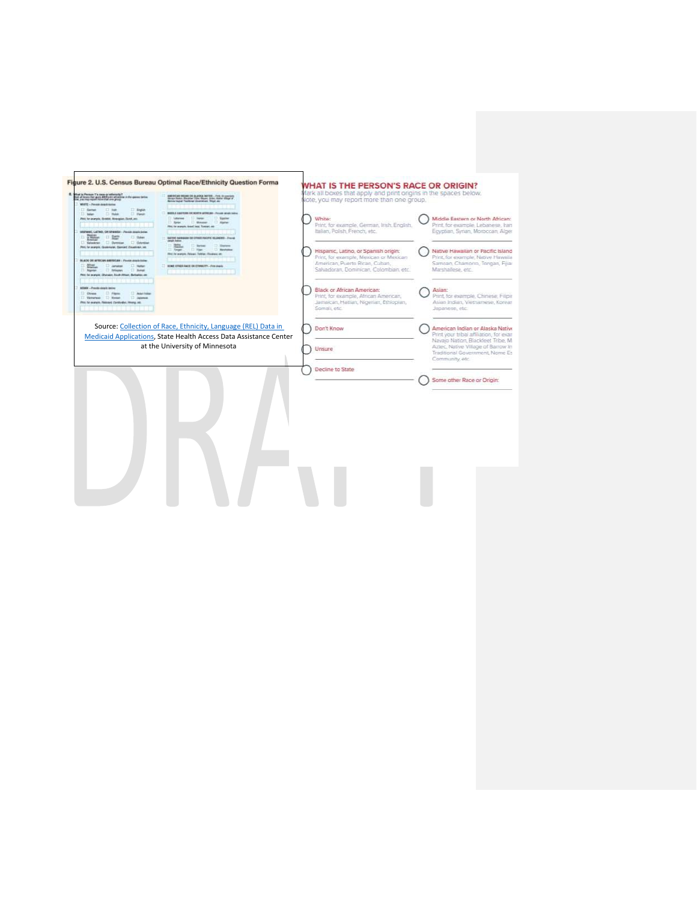Figure 2. U.S. Census Bureau Optimal Race/Ethnicity Question Forma

Source: Collection of Race, Ethnicity, Language (REL) Data in Medicaid Applications, State Health Access Data Assistance Center at the University of Minnesota

## WHAT IS THE PERSON'S RACE OR ORIGIN?

Mark all boxes that apply and print origins in the spaces below. Note, you may report more than one group.

- White: Print, for example, German, Irish, English, Italian, Polish, French, etc.
- Hispanic, Latino, or Spanish origin: Print, for example, Mexican or Mexican American, Puerto Rican, Cuban, Salvadoran, Dominican, Colombian, etc.
- Black or African American: Print, for example, African American, Jamaican, Haitian, Nigerian, Ethiopian, Somali, etc.
- Don't Know
- Unsure
- Decline to State
- Middle Eastern or North African: Print, for example, Lebanese, Iran Egyptian, Syrian, Moroccan, Alge
- Native Hawaiian or Pacific Island Print, for example, Native Hawaiia Samoan, Chamorro, Tongan, Fijia Marshallese, etc.
- Asian: Print, for example, Chinese, Filipi Asian Indian, Vietnamese, Korea Japanese, etc.
- American Indian or Alaska Nativ Print your tribal affiliation, for exa Navajo Nation, Blackfeet Tribe, M Aztec, Native Village of Barrow In Traditional Government, Nome Es Community, etc.
- Some other Race or Origin:

DRAFT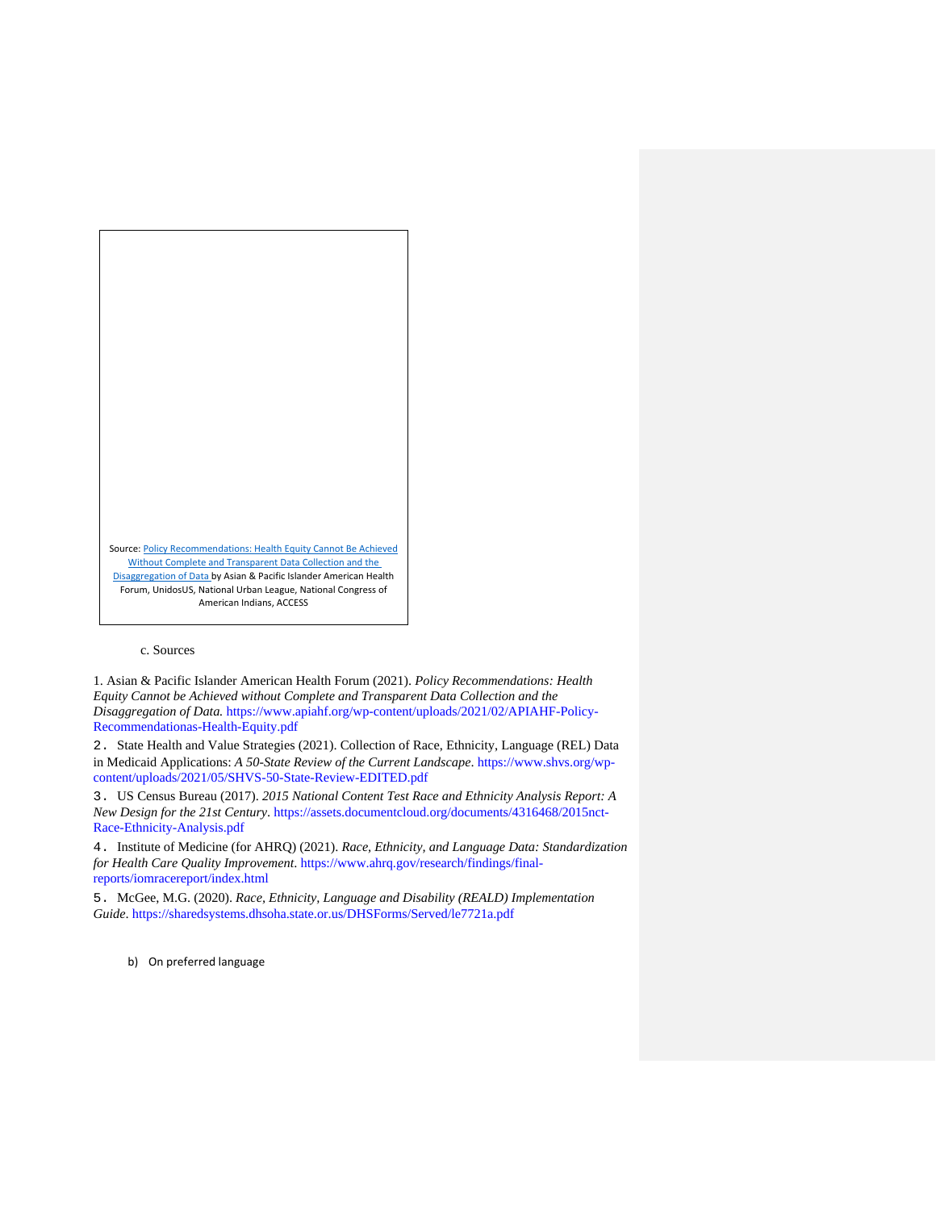Source: [Policy Recommendations: Health Equity Cannot Be Achieved Without Complete and Transparent Data Collection and the Disaggregation of Data](https://www.apiahf.org/wp-content/uploads/2021/02/APIAHF-Policy-Recommendationas-Health-Equity.pdf) by Asian & Pacific Islander American Health Forum, UnidosUS, National Urban League, National Congress of American Indians, ACCESS

c. Sources

1. Asian & Pacific Islander American Health Forum (2021). *Policy Recommendations: Health Equity Cannot be Achieved without Complete and Transparent Data Collection and the Disaggregation of Data.* https://www.apiahf.org/wp-content/uploads/2021/02/APIAHF-Policy-Recommendationas-Health-Equity.pdf

2. State Health and Value Strategies (2021). Collection of Race, Ethnicity, Language (REL) Data in Medicaid Applications: *A 50-State Review of the Current Landscape*. https://www.shvs.org/wp-content/uploads/2021/05/SHVS-50-State-Review-EDITED.pdf

3. US Census Bureau (2017). *2015 National Content Test Race and Ethnicity Analysis Report: A New Design for the 21st Century*. https://assets.documentcloud.org/documents/4316468/2015nct-Race-Ethnicity-Analysis.pdf

4. Institute of Medicine (for AHRQ) (2021). *Race, Ethnicity, and Language Data: Standardization for Health Care Quality Improvement*. https://www.ahrq.gov/research/findings/final-reports/iomracereport/index.html

5. McGee, M.G. (2020). *Race, Ethnicity, Language and Disability (REALD) Implementation Guide*. https://sharedsystems.dhsoha.state.or.us/DHSForms/Served/le7721a.pdf

b) On preferred language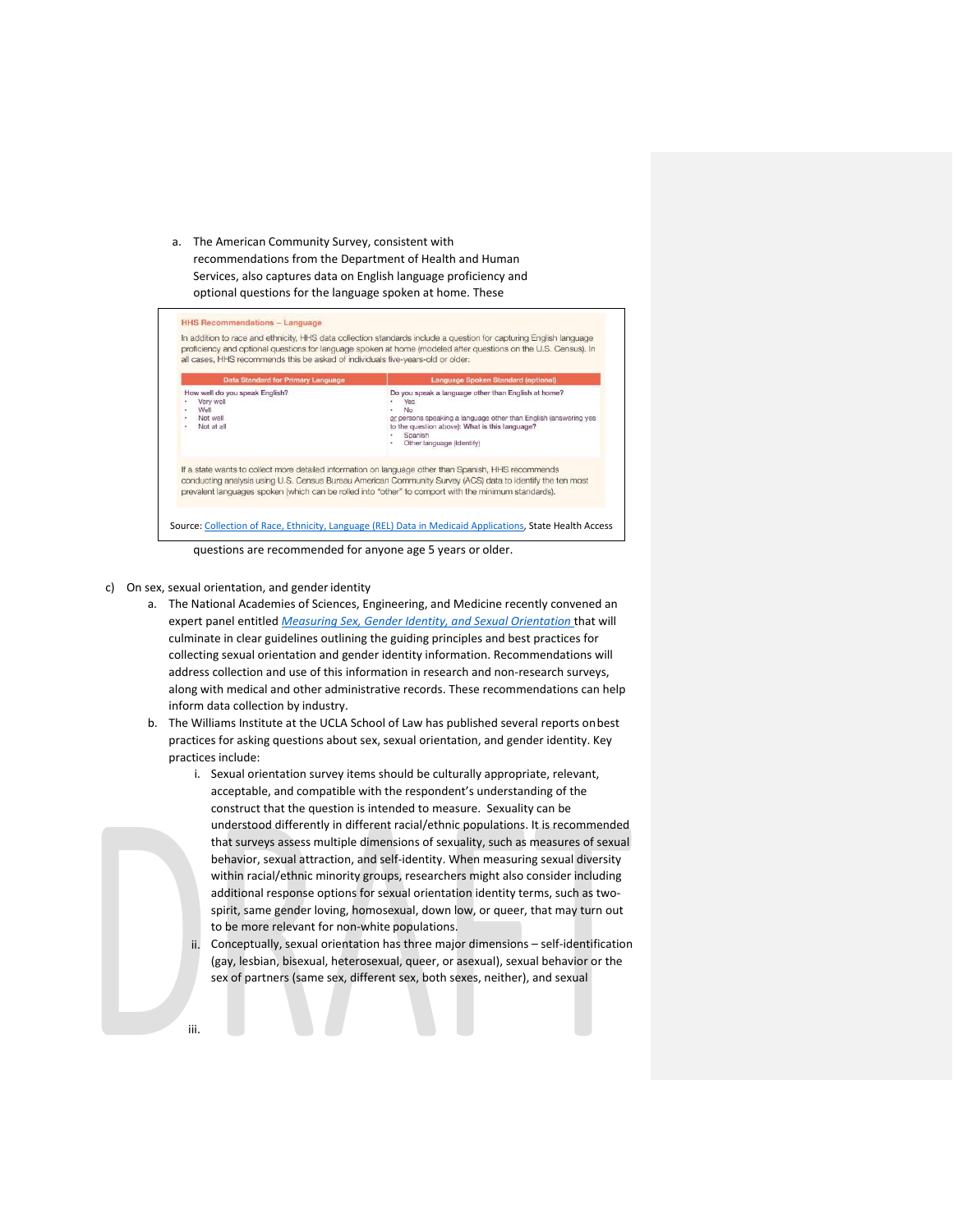a. The American Community Survey, consistent with recommendations from the Department of Health and Human Services, also captures data on English language proficiency and optional questions for the language spoken at home. These

**HHS Recommendations – Language**

In addition to race and ethnicity, HHS data collection standards include a question for capturing English language proficiency and optional questions for language spoken at home (modeled after questions on the U.S. Census). In all cases, HHS recommends this be asked of individuals five-years-old or older:

| Data Standard for Primary Language | Language Spoken Standard (optional) |
| --- | --- |
| How well do you speak English?<br>• Very well<br>• Well<br>• Not well<br>• Not at all | Do you speak a language other than English at home?<br>• Yes<br>• No<br>or persons speaking a language other than English (answering yes to the question above): What is this language?<br>• Spanish<br>• Other language (identify) |

If a state wants to collect more detailed information on language other than Spanish, HHS recommends conducting analysis using U.S. Census Bureau American Community Survey (ACS) data to identify the ten most prevalent languages spoken (which can be rolled into "other" to comport with the minimum standards).

Source: Collection of Race, Ethnicity, Language (REL) Data in Medicaid Applications, State Health Access

questions are recommended for anyone age 5 years or older.

c) On sex, sexual orientation, and gender identity

a. The National Academies of Sciences, Engineering, and Medicine recently convened an expert panel entitled *Measuring Sex, Gender Identity, and Sexual Orientation* that will culminate in clear guidelines outlining the guiding principles and best practices for collecting sexual orientation and gender identity information. Recommendations will address collection and use of this information in research and non-research surveys, along with medical and other administrative records. These recommendations can help inform data collection by industry.

b. The Williams Institute at the UCLA School of Law has published several reports on best practices for asking questions about sex, sexual orientation, and gender identity. Key practices include:

i. Sexual orientation survey items should be culturally appropriate, relevant, acceptable, and compatible with the respondent's understanding of the construct that the question is intended to measure. Sexuality can be understood differently in different racial/ethnic populations. It is recommended that surveys assess multiple dimensions of sexuality, such as measures of sexual behavior, sexual attraction, and self-identity. When measuring sexual diversity within racial/ethnic minority groups, researchers might also consider including additional response options for sexual orientation identity terms, such as two-spirit, same gender loving, homosexual, down low, or queer, that may turn out to be more relevant for non-white populations.

ii. Conceptually, sexual orientation has three major dimensions – self-identification (gay, lesbian, bisexual, heterosexual, queer, or asexual), sexual behavior or the sex of partners (same sex, different sex, both sexes, neither), and sexual

iii.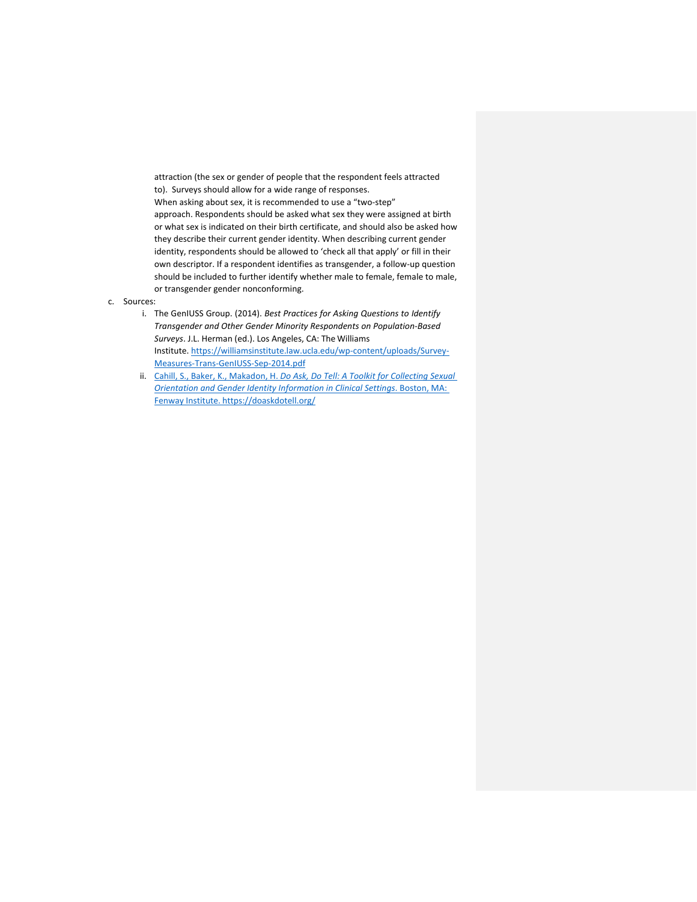attraction (the sex or gender of people that the respondent feels attracted to). Surveys should allow for a wide range of responses.

When asking about sex, it is recommended to use a "two-step" approach. Respondents should be asked what sex they were assigned at birth or what sex is indicated on their birth certificate, and should also be asked how they describe their current gender identity. When describing current gender identity, respondents should be allowed to 'check all that apply' or fill in their own descriptor. If a respondent identifies as transgender, a follow-up question should be included to further identify whether male to female, female to male, or transgender gender nonconforming.

c. Sources:

   i. The GenIUSS Group. (2014). *Best Practices for Asking Questions to Identify Transgender and Other Gender Minority Respondents on Population-Based Surveys*. J.L. Herman (ed.). Los Angeles, CA: The Williams Institute. https://williamsinstitute.law.ucla.edu/wp-content/uploads/Survey-Measures-Trans-GenIUSS-Sep-2014.pdf

   ii. Cahill, S., Baker, K., Makadon, H. *Do Ask, Do Tell: A Toolkit for Collecting Sexual Orientation and Gender Identity Information in Clinical Settings*. Boston, MA: Fenway Institute. https://doaskdotell.org/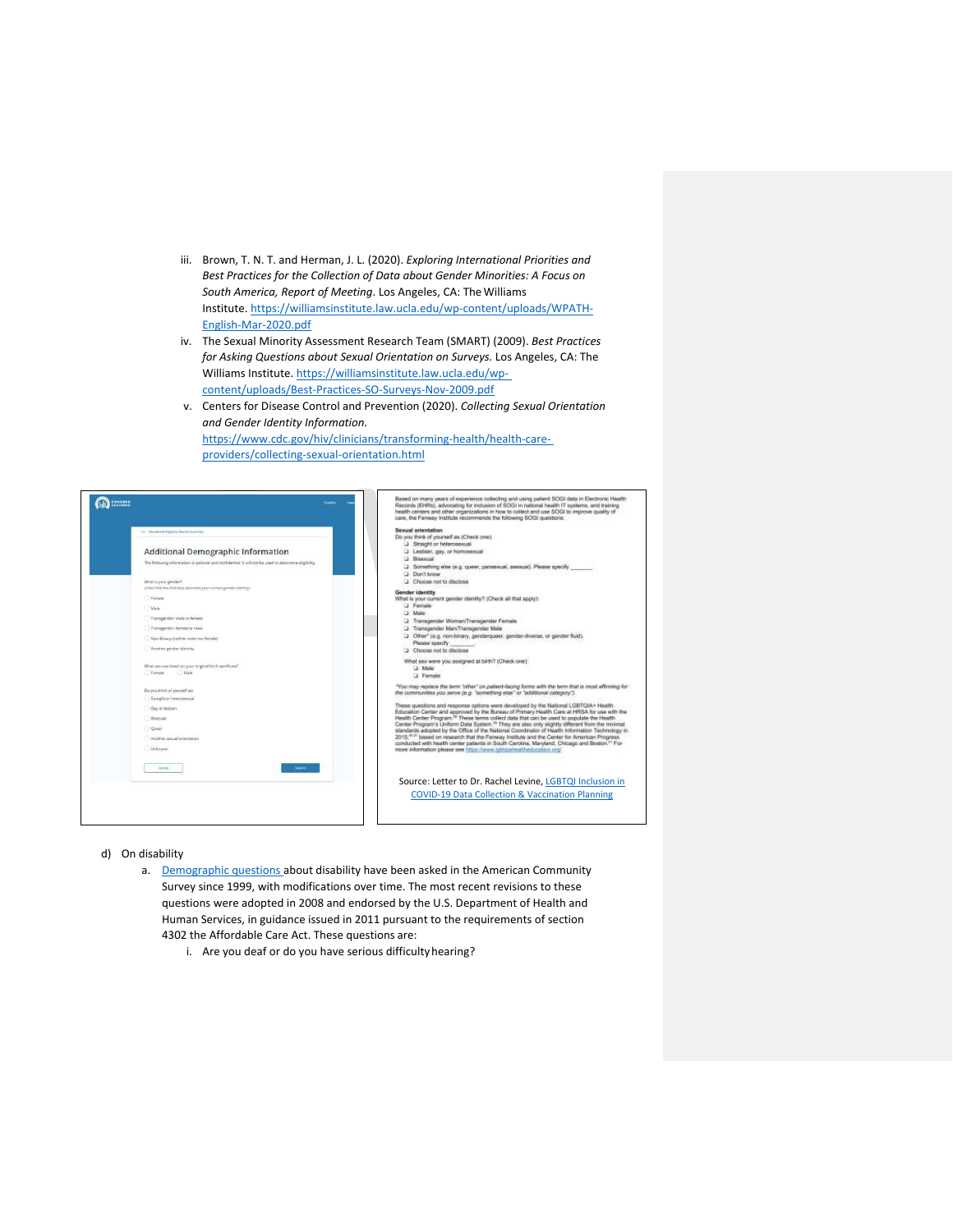iii. Brown, T. N. T. and Herman, J. L. (2020). *Exploring International Priorities and Best Practices for the Collection of Data about Gender Minorities: A Focus on South America, Report of Meeting*. Los Angeles, CA: The Williams Institute. https://williamsinstitute.law.ucla.edu/wp-content/uploads/WPATH-English-Mar-2020.pdf

iv. The Sexual Minority Assessment Research Team (SMART) (2009). *Best Practices for Asking Questions about Sexual Orientation on Surveys.* Los Angeles, CA: The Williams Institute. https://williamsinstitute.law.ucla.edu/wp-content/uploads/Best-Practices-SO-Surveys-Nov-2009.pdf

v. Centers for Disease Control and Prevention (2020). *Collecting Sexual Orientation and Gender Identity Information.* https://www.cdc.gov/hiv/clinicians/transforming-health/health-care-providers/collecting-sexual-orientation.html

**Additional Demographic Information**

The following information is optional and confidential. It will not be used to determine eligibility.

What is your gender?
(Check the one that best describes your current gender identity)

- Female
- Male
- Transgender: male to female
- Transgender: female to male
- Non-Binary (neither male nor female)
- Another gender identity

What sex was listed on your original birth certificate?

- Female
- Male

Do you think of yourself as:

- Straight or heterosexual
- Gay or lesbian
- Bisexual
- Queer
- Another sexual orientation
- Unknown

Cancel | Submit

Based on many years of experience collecting and using patient SOGI data in Electronic Health Records (EHRs), advocating for inclusion of SOGI in national health IT systems, and training health centers and other organizations in how to collect and use SOGI to improve quality of care, the Fenway Institute recommends the following SOGI questions:

**Sexual orientation**
Do you think of yourself as (Check one):

- Straight or heterosexual
- Lesbian, gay, or homosexual
- Bisexual
- Something else (e.g. queer, pansexual, asexual). Please specify _______
- Don't know
- Choose not to disclose

**Gender identity**
What is your current gender identity? (Check all that apply):

- Female
- Male
- Transgender Woman/Transgender Female
- Transgender Man/Transgender Male
- Other* (e.g. non-binary, genderqueer, gender-diverse, or gender fluid). Please specify _______
- Choose not to disclose

What sex were you assigned at birth? (Check one):

- Male
- Female

*You may replace the term "other" on patient-facing forms with the term that is most affirming for the communities you serve (e.g. "something else" or "additional category").

These questions and response options were developed by the National LGBTQIA+ Health Education Center and approved by the Bureau of Primary Health Care at HRSA for use with the Health Center Program. These terms collect data that can be used to populate the Health Center Program's Uniform Data System. They are also only slightly different from the minimal standards adopted by the Office of the National Coordinator of Health Information Technology in 2015, based on research that the Fenway Institute and the Center for American Progress conducted with health center patients in South Carolina, Maryland, Chicago and Boston. For more information please see https://www.lgbtqiahealtheducation.org/

Source: Letter to Dr. Rachel Levine, LGBTQI Inclusion in COVID-19 Data Collection & Vaccination Planning

d) On disability

a. Demographic questions about disability have been asked in the American Community Survey since 1999, with modifications over time. The most recent revisions to these questions were adopted in 2008 and endorsed by the U.S. Department of Health and Human Services, in guidance issued in 2011 pursuant to the requirements of section 4302 the Affordable Care Act. These questions are:

i. Are you deaf or do you have serious difficulty hearing?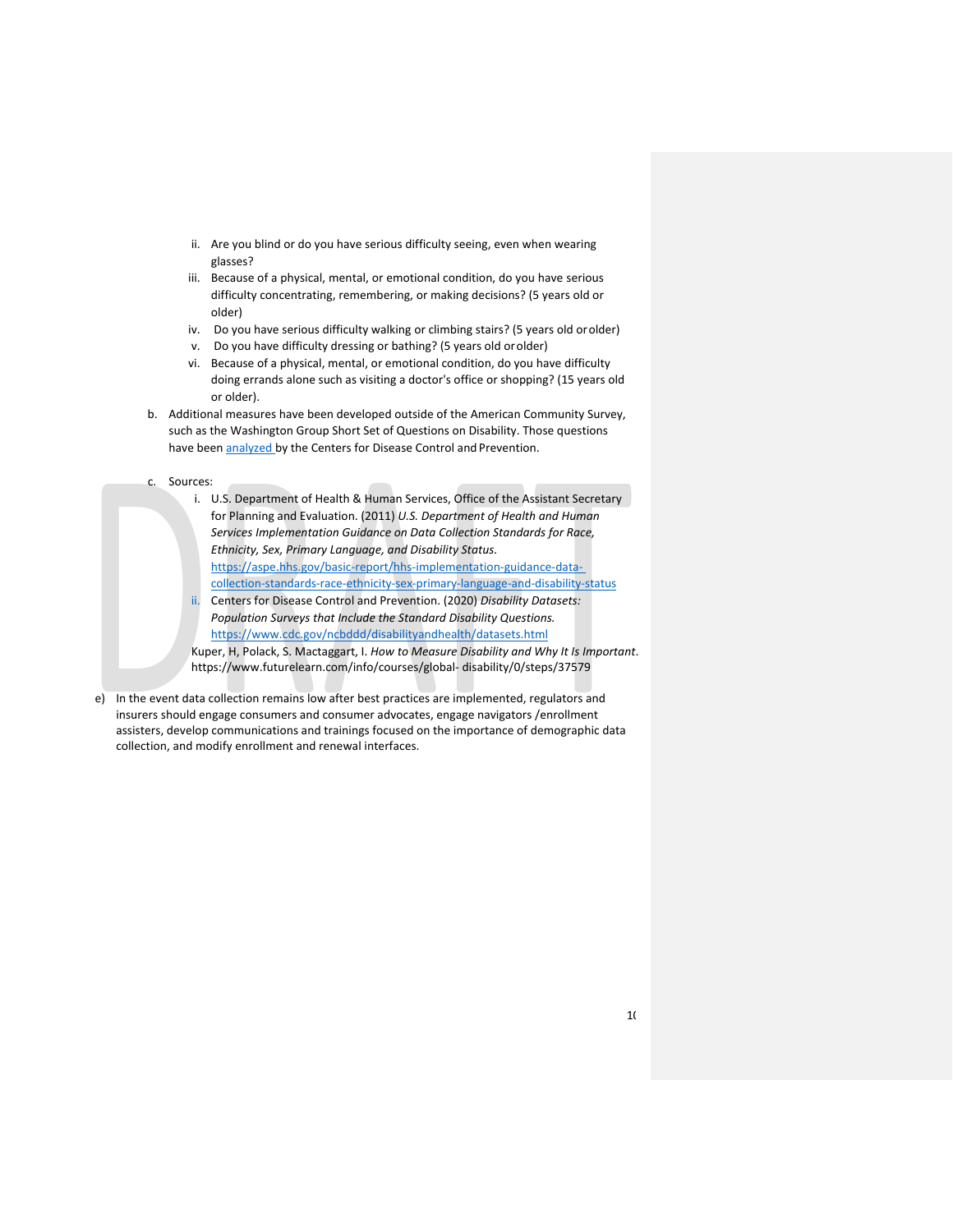ii. Are you blind or do you have serious difficulty seeing, even when wearing glasses?

iii. Because of a physical, mental, or emotional condition, do you have serious difficulty concentrating, remembering, or making decisions? (5 years old or older)

iv. Do you have serious difficulty walking or climbing stairs? (5 years old or older)

v. Do you have difficulty dressing or bathing? (5 years old or older)

vi. Because of a physical, mental, or emotional condition, do you have difficulty doing errands alone such as visiting a doctor's office or shopping? (15 years old or older).

b. Additional measures have been developed outside of the American Community Survey, such as the Washington Group Short Set of Questions on Disability. Those questions have been analyzed by the Centers for Disease Control and Prevention.

c. Sources:

i. U.S. Department of Health & Human Services, Office of the Assistant Secretary for Planning and Evaluation. (2011) *U.S. Department of Health and Human Services Implementation Guidance on Data Collection Standards for Race, Ethnicity, Sex, Primary Language, and Disability Status.* https://aspe.hhs.gov/basic-report/hhs-implementation-guidance-data-collection-standards-race-ethnicity-sex-primary-language-and-disability-status

ii. Centers for Disease Control and Prevention. (2020) *Disability Datasets: Population Surveys that Include the Standard Disability Questions.* https://www.cdc.gov/ncbddd/disabilityandhealth/datasets.html

Kuper, H, Polack, S. Mactaggart, I. *How to Measure Disability and Why It Is Important.* https://www.futurelearn.com/info/courses/global- disability/0/steps/37579

e) In the event data collection remains low after best practices are implemented, regulators and insurers should engage consumers and consumer advocates, engage navigators /enrollment assisters, develop communications and trainings focused on the importance of demographic data collection, and modify enrollment and renewal interfaces.